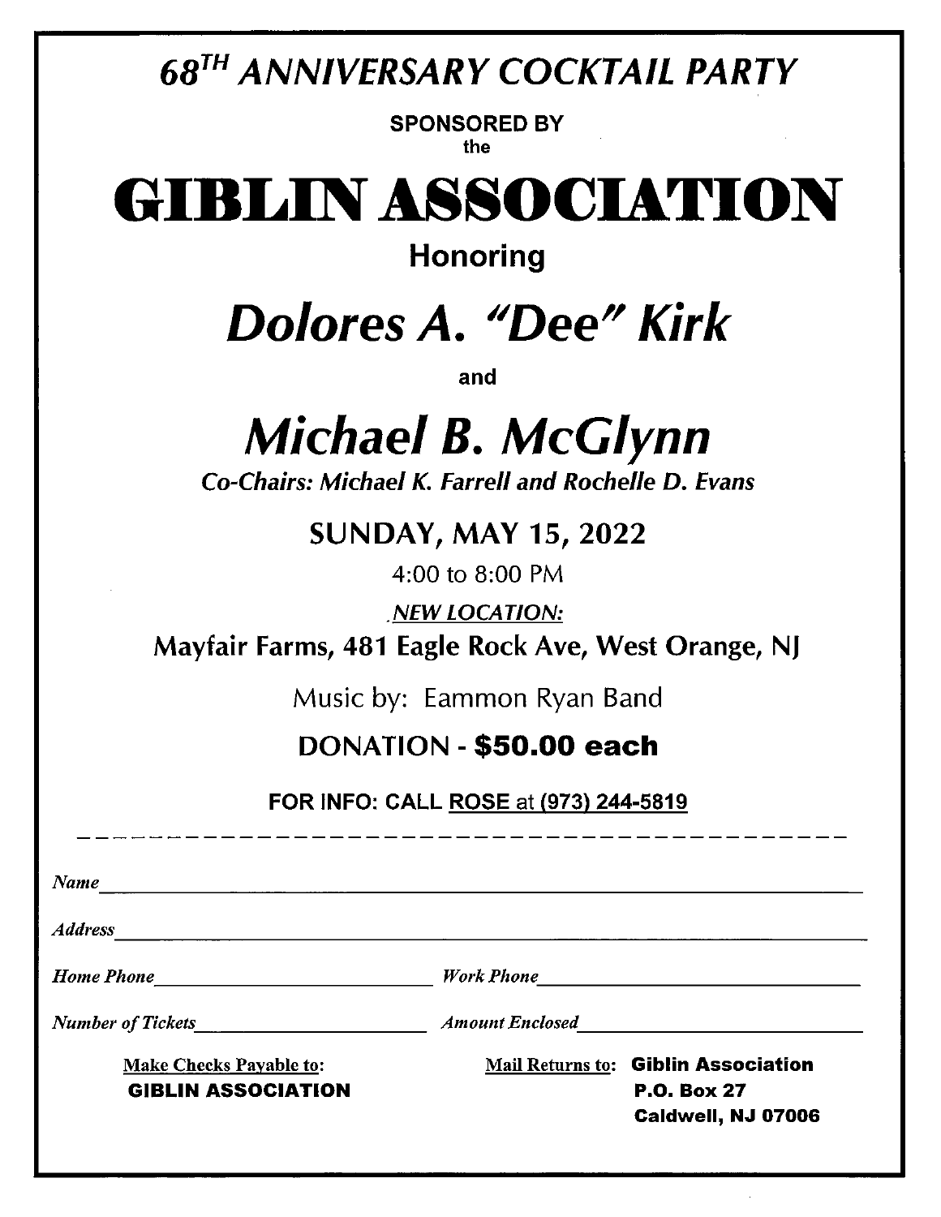# *68TH ANNIVERSARY COCKTAIL PARTY*

**SPONSORED BY**
**the**

# GIBLIN ASSOCIATION

**Honoring**

## *Dolores A. "Dee" Kirk*

**and**

## *Michael B. McGlynn*

***Co-Chairs: Michael K. Farrell and Rochelle D. Evans***

**SUNDAY, MAY 15, 2022**

4:00 to 8:00 PM

***NEW LOCATION:***

**Mayfair Farms, 481 Eagle Rock Ave, West Orange, NJ**

Music by: Eammon Ryan Band

**DONATION - $50.00 each**

**FOR INFO: CALL ROSE at (973) 244-5819**

- - - - - - - - - - - - - - - - - - - - - - - - - - - - - - - - - - - - - - - -

*Name*\_\_\_\_\_\_\_\_\_\_\_\_\_\_\_\_\_\_\_\_\_\_\_\_\_\_\_\_\_\_\_\_\_\_\_\_\_\_\_\_\_\_\_\_\_\_\_\_\_\_\_\_

*Address*\_\_\_\_\_\_\_\_\_\_\_\_\_\_\_\_\_\_\_\_\_\_\_\_\_\_\_\_\_\_\_\_\_\_\_\_\_\_\_\_\_\_\_\_\_\_\_\_\_\_\_\_

*Home Phone*\_\_\_\_\_\_\_\_\_\_\_\_\_\_\_\_\_\_\_\_\_\_\_\_ *Work Phone*\_\_\_\_\_\_\_\_\_\_\_\_\_\_\_\_\_\_\_\_\_\_\_\_

*Number of Tickets*\_\_\_\_\_\_\_\_\_\_\_\_\_\_\_\_\_\_\_\_ *Amount Enclosed*\_\_\_\_\_\_\_\_\_\_\_\_\_\_\_\_\_\_\_\_

Make Checks Payable to:
**GIBLIN ASSOCIATION**

Mail Returns to: **Giblin Association**
**P.O. Box 27**
**Caldwell, NJ 07006**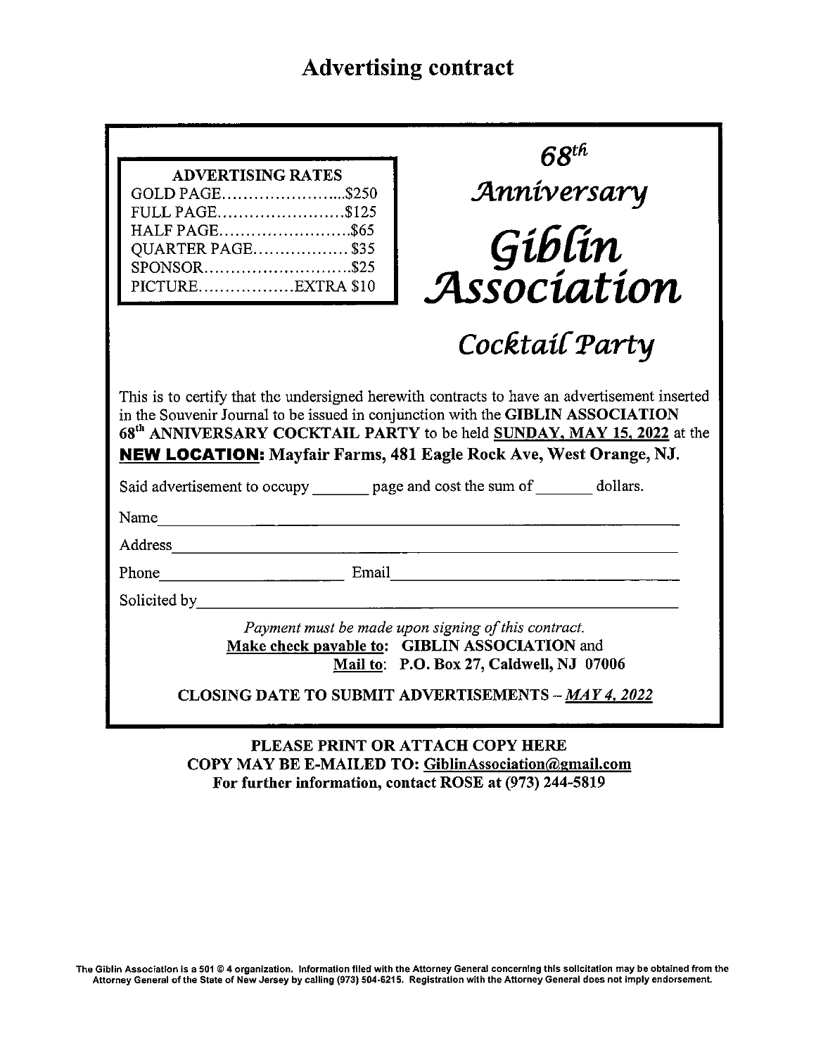# Advertising contract

| ADVERTISING RATES | |
|---|---|
| GOLD PAGE | $250 |
| FULL PAGE | $125 |
| HALF PAGE | $65 |
| QUARTER PAGE | $35 |
| SPONSOR | $25 |
| PICTURE | EXTRA $10 |

## 68th Anniversary Giblin Association Cocktail Party

This is to certify that the undersigned herewith contracts to have an advertisement inserted in the Souvenir Journal to be issued in conjunction with the **GIBLIN ASSOCIATION 68th ANNIVERSARY COCKTAIL PARTY** to be held **SUNDAY, MAY 15, 2022** at the **NEW LOCATION: Mayfair Farms, 481 Eagle Rock Ave, West Orange, NJ.**

Said advertisement to occupy _______ page and cost the sum of _______ dollars.

Name ____________________________________________

Address __________________________________________

Phone ____________________ Email ____________________

Solicited by _______________________________________

*Payment must be made upon signing of this contract.*

**Make check payable to: GIBLIN ASSOCIATION** and

**Mail to: P.O. Box 27, Caldwell, NJ 07006**

**CLOSING DATE TO SUBMIT ADVERTISEMENTS – *MAY 4, 2022***

**PLEASE PRINT OR ATTACH COPY HERE**

**COPY MAY BE E-MAILED TO: GiblinAssociation@gmail.com**

**For further information, contact ROSE at (973) 244-5819**

The Giblin Association is a 501 © 4 organization. Information filed with the Attorney General concerning this solicitation may be obtained from the Attorney General of the State of New Jersey by calling (973) 504-6215. Registration with the Attorney General does not imply endorsement.